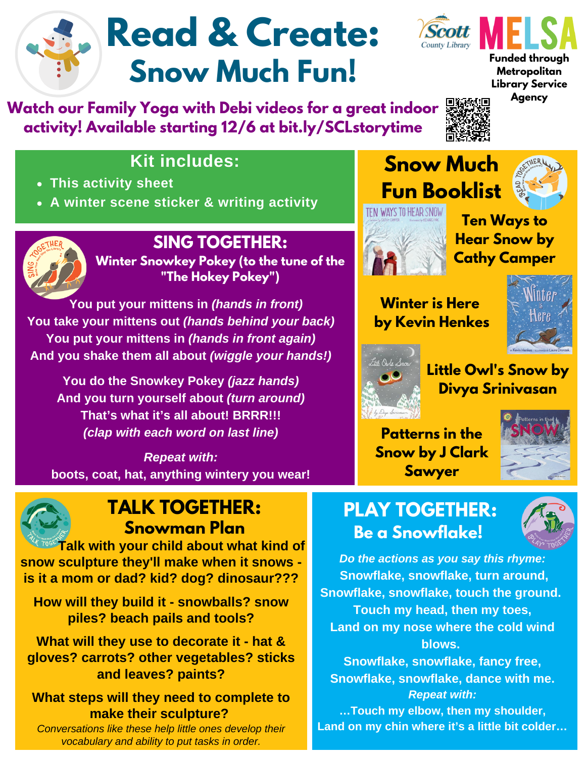# Read & Create: Snow Much Fun!

Scott County Library · MELSA

Funded through Metropolitan Library Service Agency

**Watch our Family Yoga with Debi videos for a great indoor activity! Available starting 12/6 at bit.ly/SCLstorytime**

## Kit includes:

- This activity sheet
- A winter scene sticker & writing activity

## SING TOGETHER:

### Winter Snowkey Pokey (to the tune of the "The Hokey Pokey")

You put your mittens in *(hands in front)*
You take your mittens out *(hands behind your back)*
You put your mittens in *(hands in front again)*
And you shake them all about *(wiggle your hands!)*

You do the Snowkey Pokey *(jazz hands)*
And you turn yourself about *(turn around)*
That's what it's all about! BRRR!!!
*(clap with each word on last line)*

*Repeat with:*
boots, coat, hat, anything wintery you wear!

## Snow Much Fun Booklist

- **Ten Ways to Hear Snow by Cathy Camper**
- **Winter is Here by Kevin Henkes**
- **Little Owl's Snow by Divya Srinivasan**
- **Patterns in the Snow by J Clark Sawyer**

## TALK TOGETHER:

### Snowman Plan

Talk with your child about what kind of snow sculpture they'll make when it snows - is it a mom or dad? kid? dog? dinosaur???

How will they build it - snowballs? snow piles? beach pails and tools?

What will they use to decorate it - hat & gloves? carrots? other vegetables? sticks and leaves? paints?

What steps will they need to complete to make their sculpture?

*Conversations like these help little ones develop their vocabulary and ability to put tasks in order.*

## PLAY TOGETHER:

### Be a Snowflake!

*Do the actions as you say this rhyme:*
Snowflake, snowflake, turn around,
Snowflake, snowflake, touch the ground.
Touch my head, then my toes,
Land on my nose where the cold wind blows.
Snowflake, snowflake, fancy free,
Snowflake, snowflake, dance with me.
*Repeat with:*
…Touch my elbow, then my shoulder,
Land on my chin where it's a little bit colder…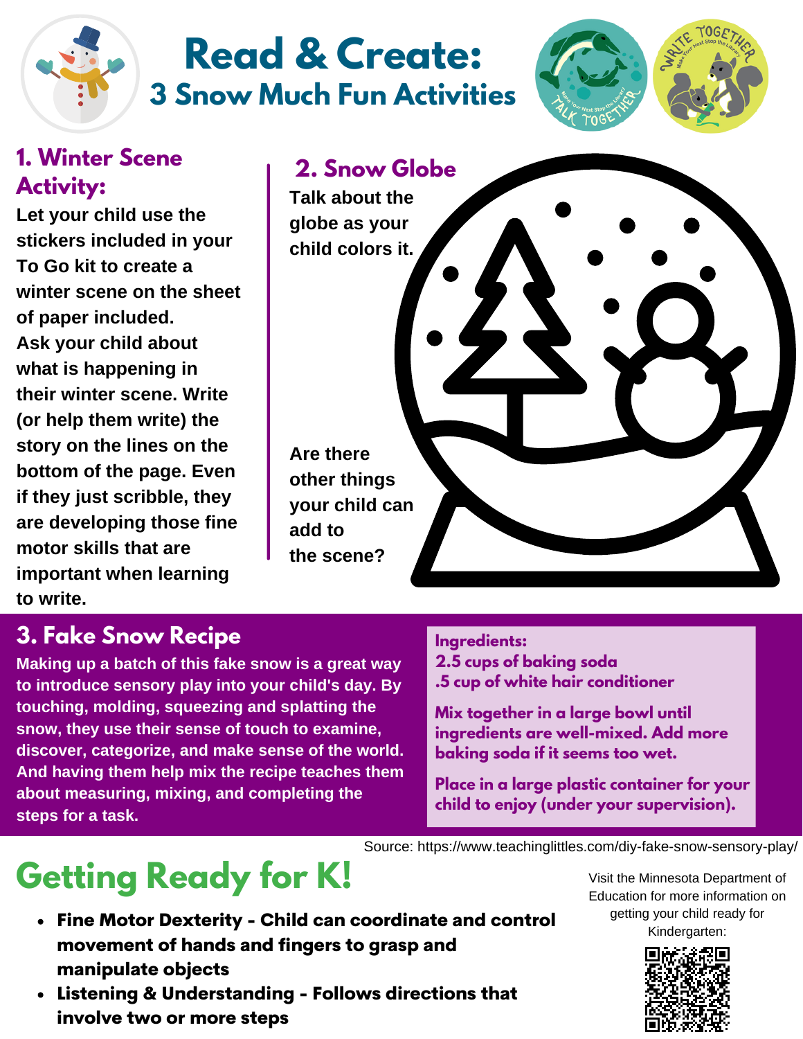# Read & Create:
## 3 Snow Much Fun Activities

### 1. Winter Scene Activity:

**Let your child use the stickers included in your To Go kit to create a winter scene on the sheet of paper included. Ask your child about what is happening in their winter scene. Write (or help them write) the story on the lines on the bottom of the page. Even if they just scribble, they are developing those fine motor skills that are important when learning to write.**

### 2. Snow Globe

**Talk about the globe as your child colors it.**

**Are there other things your child can add to the scene?**

### 3. Fake Snow Recipe

**Making up a batch of this fake snow is a great way to introduce sensory play into your child's day. By touching, molding, squeezing and splatting the snow, they use their sense of touch to examine, discover, categorize, and make sense of the world. And having them help mix the recipe teaches them about measuring, mixing, and completing the steps for a task.**

**Ingredients:**
**2.5 cups of baking soda**
**.5 cup of white hair conditioner**

**Mix together in a large bowl until ingredients are well-mixed. Add more baking soda if it seems too wet.**

**Place in a large plastic container for your child to enjoy (under your supervision).**

Source: https://www.teachinglittles.com/diy-fake-snow-sensory-play/

## Getting Ready for K!

- **Fine Motor Dexterity - Child can coordinate and control movement of hands and fingers to grasp and manipulate objects**
- **Listening & Understanding - Follows directions that involve two or more steps**

Visit the Minnesota Department of Education for more information on getting your child ready for Kindergarten: